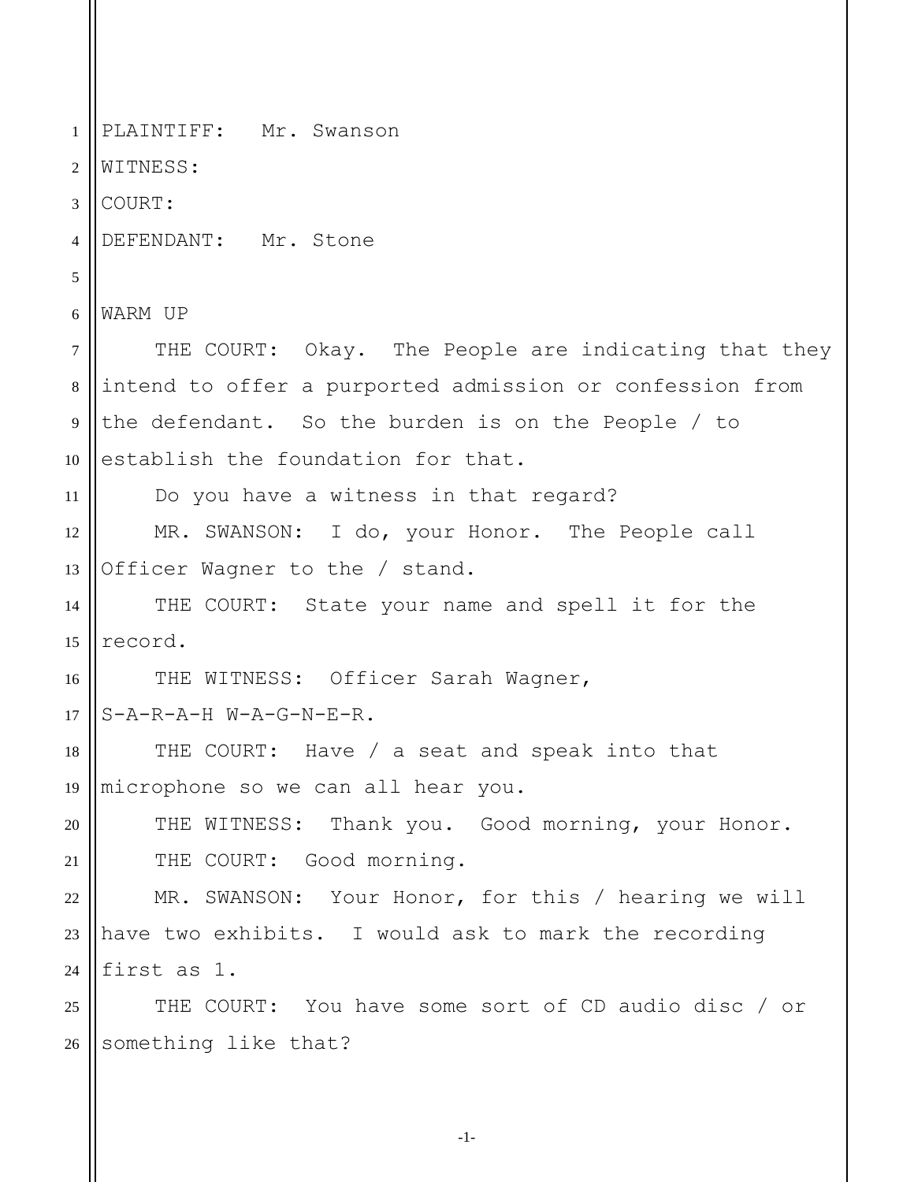PLAINTIFF: Mr. Swanson

WITNESS:

COURT:

DEFENDANT: Mr. Stone

WARM UP

THE COURT: Okay. The People are indicating that they intend to offer a purported admission or confession from the defendant. So the burden is on the People / to establish the foundation for that.

Do you have a witness in that regard?

MR. SWANSON: I do, your Honor. The People call Officer Wagner to the / stand.

THE COURT: State your name and spell it for the record.

THE WITNESS: Officer Sarah Wagner, S-A-R-A-H W-A-G-N-E-R.

THE COURT: Have / a seat and speak into that microphone so we can all hear you.

THE WITNESS: Thank you. Good morning, your Honor.

THE COURT: Good morning.

MR. SWANSON: Your Honor, for this / hearing we will have two exhibits. I would ask to mark the recording first as 1.

THE COURT: You have some sort of CD audio disc / or something like that?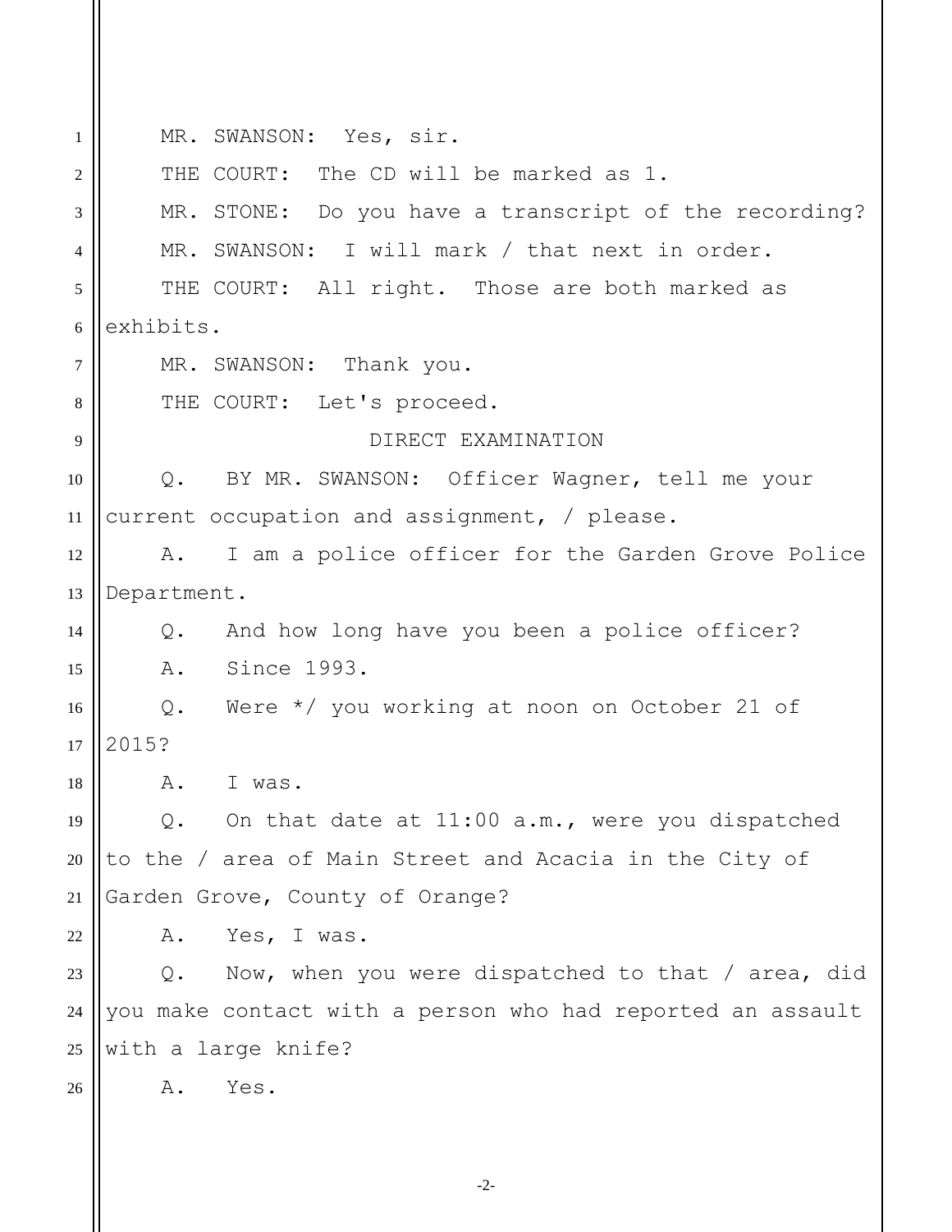MR. SWANSON: Yes, sir.

THE COURT: The CD will be marked as 1.

MR. STONE: Do you have a transcript of the recording?

MR. SWANSON: I will mark / that next in order.

THE COURT: All right. Those are both marked as exhibits.

MR. SWANSON: Thank you.

THE COURT: Let's proceed.

DIRECT EXAMINATION

Q. BY MR. SWANSON: Officer Wagner, tell me your current occupation and assignment, / please.

A. I am a police officer for the Garden Grove Police Department.

Q. And how long have you been a police officer?

A. Since 1993.

Q. Were */ you working at noon on October 21 of 2015?

A. I was.

Q. On that date at 11:00 a.m., were you dispatched to the / area of Main Street and Acacia in the City of Garden Grove, County of Orange?

A. Yes, I was.

Q. Now, when you were dispatched to that / area, did you make contact with a person who had reported an assault with a large knife?

A. Yes.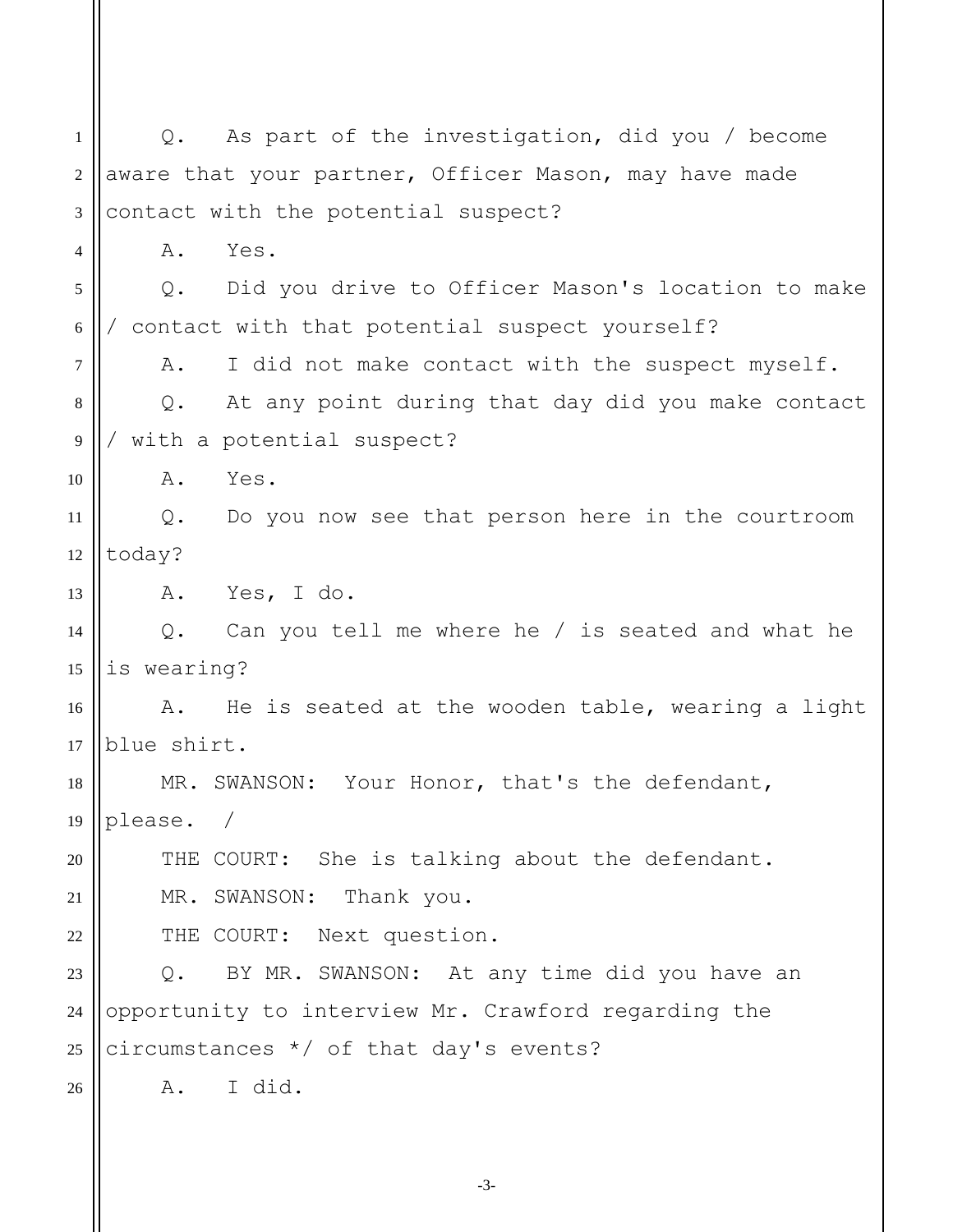Q. As part of the investigation, did you / become aware that your partner, Officer Mason, may have made contact with the potential suspect?

A. Yes.

Q. Did you drive to Officer Mason's location to make / contact with that potential suspect yourself?

A. I did not make contact with the suspect myself.

Q. At any point during that day did you make contact / with a potential suspect?

A. Yes.

Q. Do you now see that person here in the courtroom today?

A. Yes, I do.

Q. Can you tell me where he / is seated and what he is wearing?

A. He is seated at the wooden table, wearing a light blue shirt.

MR. SWANSON: Your Honor, that's the defendant, please. /

THE COURT: She is talking about the defendant.

MR. SWANSON: Thank you.

THE COURT: Next question.

Q. BY MR. SWANSON: At any time did you have an opportunity to interview Mr. Crawford regarding the circumstances */ of that day's events?

A. I did.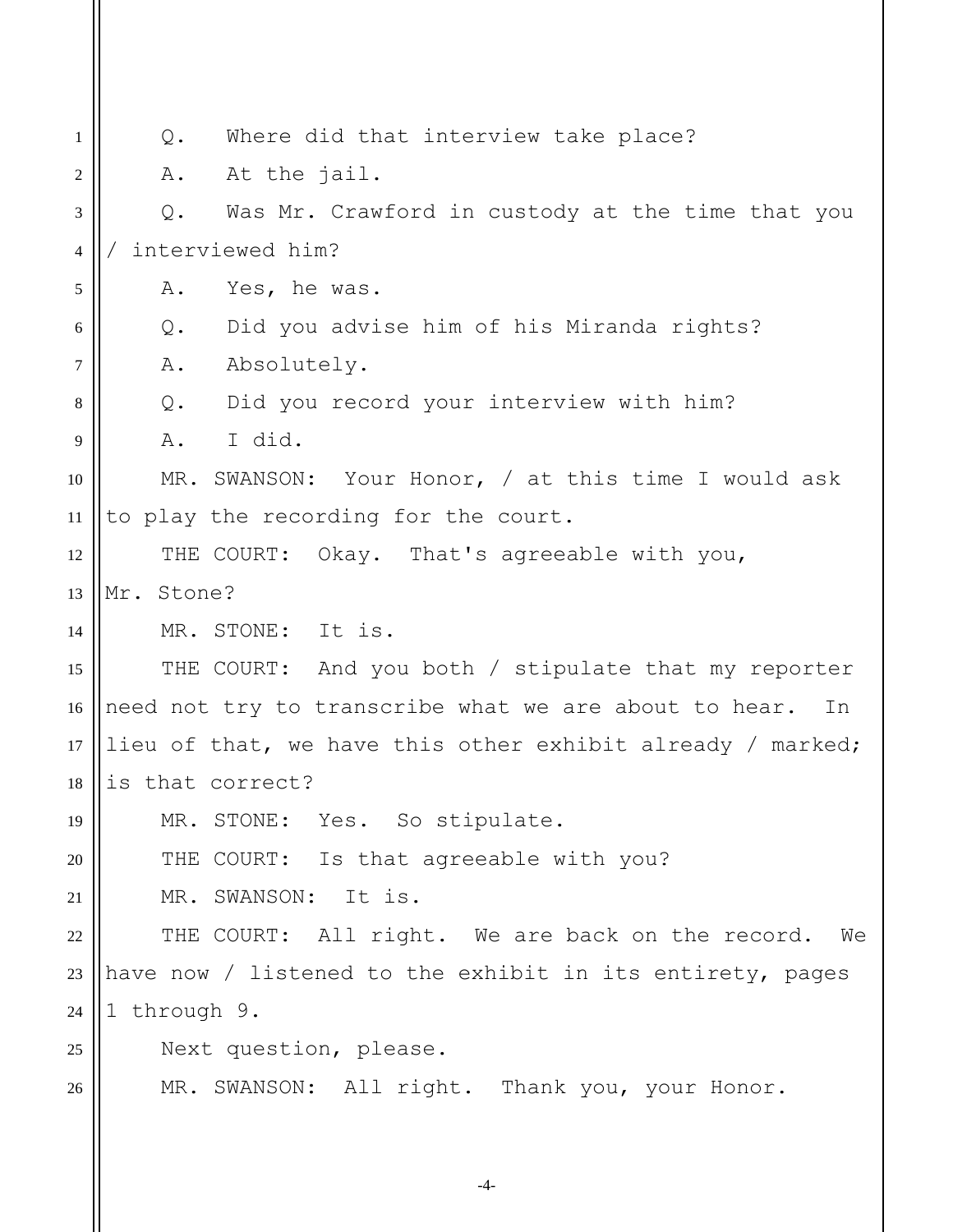Q. Where did that interview take place?

A. At the jail.

Q. Was Mr. Crawford in custody at the time that you / interviewed him?

A. Yes, he was.

Q. Did you advise him of his Miranda rights?

A. Absolutely.

Q. Did you record your interview with him?

A. I did.

MR. SWANSON: Your Honor, / at this time I would ask to play the recording for the court.

THE COURT: Okay. That's agreeable with you, Mr. Stone?

MR. STONE: It is.

THE COURT: And you both / stipulate that my reporter need not try to transcribe what we are about to hear. In lieu of that, we have this other exhibit already / marked; is that correct?

MR. STONE: Yes. So stipulate.

THE COURT: Is that agreeable with you?

MR. SWANSON: It is.

THE COURT: All right. We are back on the record. We have now / listened to the exhibit in its entirety, pages 1 through 9.

Next question, please.

MR. SWANSON: All right. Thank you, your Honor.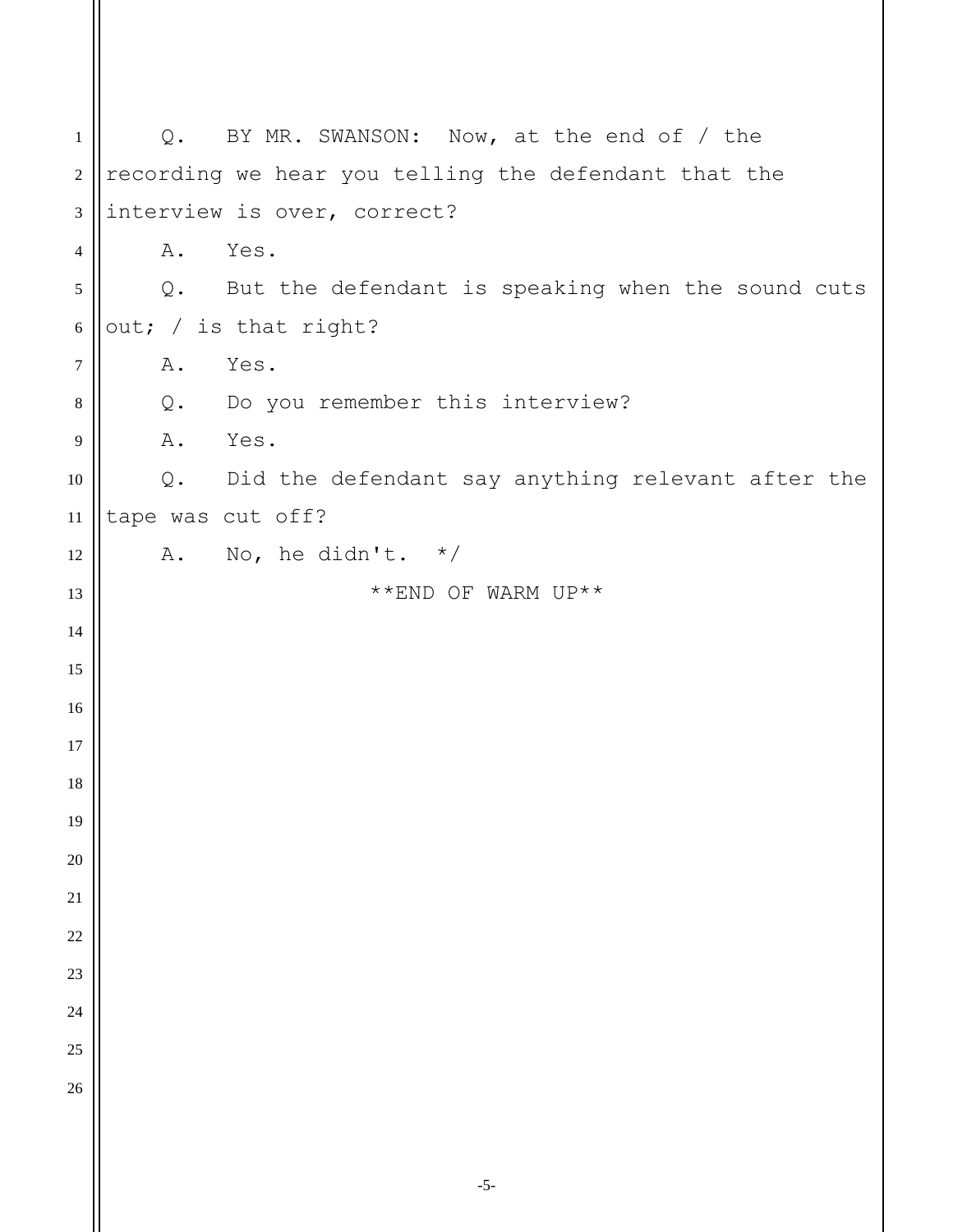Q. BY MR. SWANSON: Now, at the end of / the recording we hear you telling the defendant that the interview is over, correct?

A. Yes.

Q. But the defendant is speaking when the sound cuts out; / is that right?

A. Yes.

Q. Do you remember this interview?

A. Yes.

Q. Did the defendant say anything relevant after the tape was cut off?

A. No, he didn't. */

**END OF WARM UP**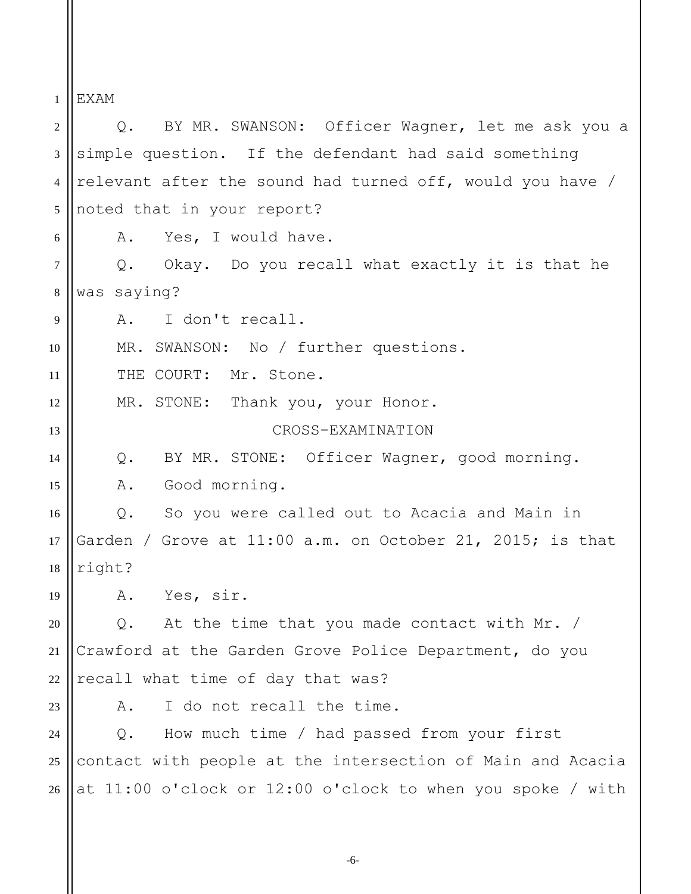EXAM

Q. BY MR. SWANSON: Officer Wagner, let me ask you a simple question. If the defendant had said something relevant after the sound had turned off, would you have / noted that in your report?

A. Yes, I would have.

Q. Okay. Do you recall what exactly it is that he was saying?

A. I don't recall.

MR. SWANSON: No / further questions.

THE COURT: Mr. Stone.

MR. STONE: Thank you, your Honor.

CROSS-EXAMINATION

Q. BY MR. STONE: Officer Wagner, good morning.

A. Good morning.

Q. So you were called out to Acacia and Main in Garden / Grove at 11:00 a.m. on October 21, 2015; is that right?

A. Yes, sir.

Q. At the time that you made contact with Mr. / Crawford at the Garden Grove Police Department, do you recall what time of day that was?

A. I do not recall the time.

Q. How much time / had passed from your first contact with people at the intersection of Main and Acacia at 11:00 o'clock or 12:00 o'clock to when you spoke / with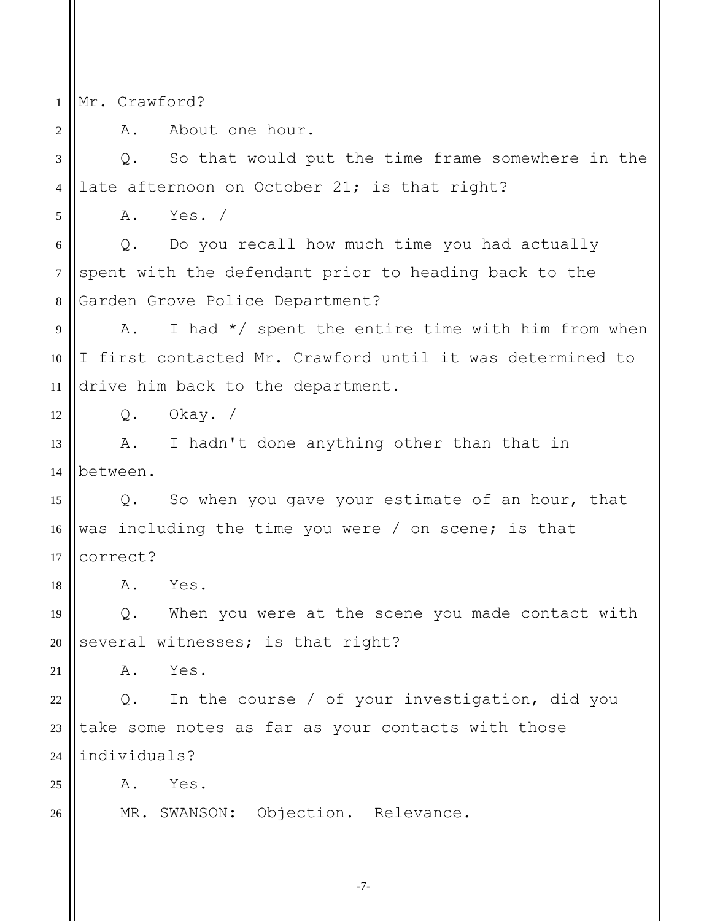Mr. Crawford?

A. About one hour.

Q. So that would put the time frame somewhere in the late afternoon on October 21; is that right?

A. Yes. /

Q. Do you recall how much time you had actually spent with the defendant prior to heading back to the Garden Grove Police Department?

A. I had */ spent the entire time with him from when I first contacted Mr. Crawford until it was determined to drive him back to the department.

Q. Okay. /

A. I hadn't done anything other than that in between.

Q. So when you gave your estimate of an hour, that was including the time you were / on scene; is that correct?

A. Yes.

Q. When you were at the scene you made contact with several witnesses; is that right?

A. Yes.

Q. In the course / of your investigation, did you take some notes as far as your contacts with those individuals?

A. Yes.

MR. SWANSON: Objection. Relevance.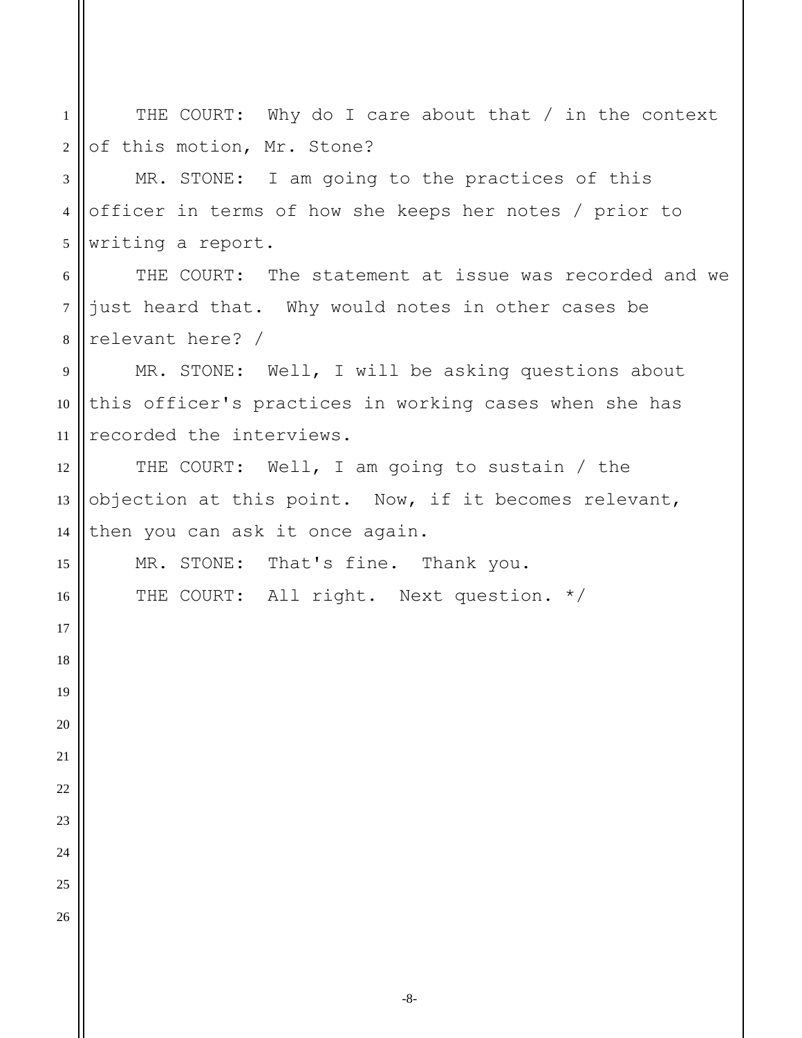THE COURT: Why do I care about that / in the context of this motion, Mr. Stone?

MR. STONE: I am going to the practices of this officer in terms of how she keeps her notes / prior to writing a report.

THE COURT: The statement at issue was recorded and we just heard that. Why would notes in other cases be relevant here? /

MR. STONE: Well, I will be asking questions about this officer's practices in working cases when she has recorded the interviews.

THE COURT: Well, I am going to sustain / the objection at this point. Now, if it becomes relevant, then you can ask it once again.

MR. STONE: That's fine. Thank you.

THE COURT: All right. Next question. */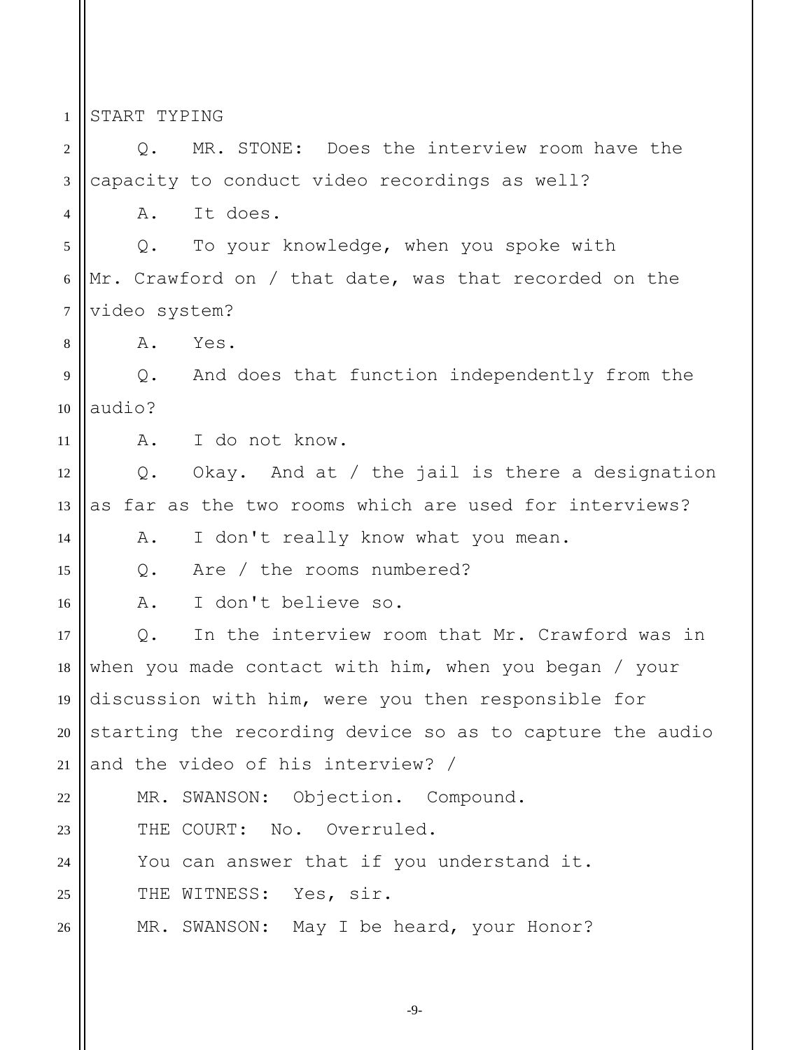START TYPING

Q. MR. STONE: Does the interview room have the capacity to conduct video recordings as well?

A. It does.

Q. To your knowledge, when you spoke with Mr. Crawford on / that date, was that recorded on the video system?

A. Yes.

Q. And does that function independently from the audio?

A. I do not know.

Q. Okay. And at / the jail is there a designation as far as the two rooms which are used for interviews?

A. I don't really know what you mean.

Q. Are / the rooms numbered?

A. I don't believe so.

Q. In the interview room that Mr. Crawford was in when you made contact with him, when you began / your discussion with him, were you then responsible for starting the recording device so as to capture the audio and the video of his interview? /

MR. SWANSON: Objection. Compound.

THE COURT: No. Overruled.

You can answer that if you understand it.

THE WITNESS: Yes, sir.

MR. SWANSON: May I be heard, your Honor?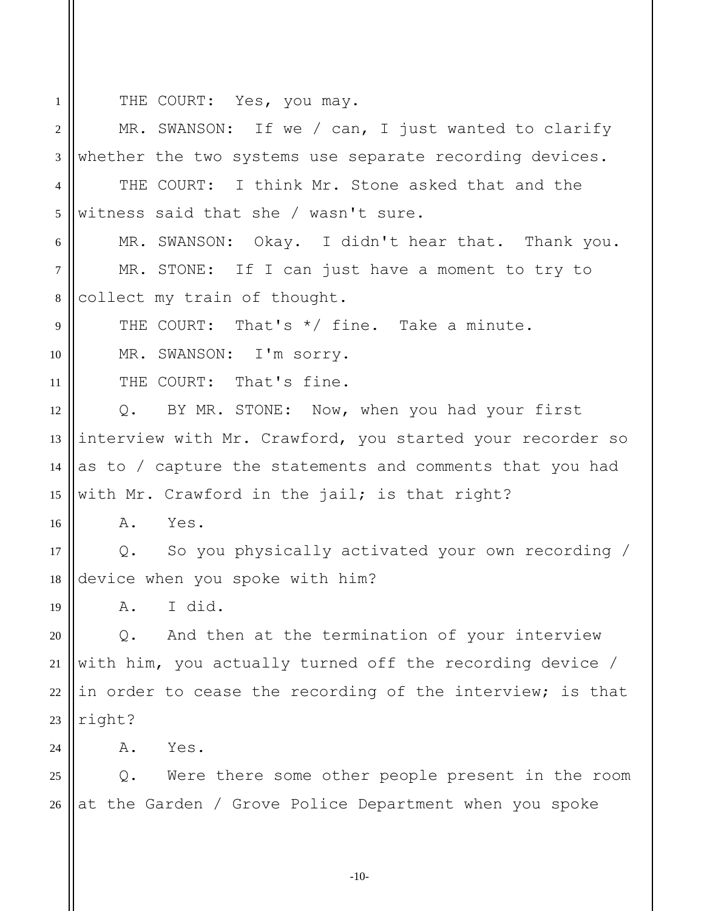THE COURT: Yes, you may.

MR. SWANSON: If we / can, I just wanted to clarify whether the two systems use separate recording devices.

THE COURT: I think Mr. Stone asked that and the witness said that she / wasn't sure.

MR. SWANSON: Okay. I didn't hear that. Thank you.

MR. STONE: If I can just have a moment to try to collect my train of thought.

THE COURT: That's */ fine. Take a minute.

MR. SWANSON: I'm sorry.

THE COURT: That's fine.

Q. BY MR. STONE: Now, when you had your first interview with Mr. Crawford, you started your recorder so as to / capture the statements and comments that you had with Mr. Crawford in the jail; is that right?

A. Yes.

Q. So you physically activated your own recording / device when you spoke with him?

A. I did.

Q. And then at the termination of your interview with him, you actually turned off the recording device / in order to cease the recording of the interview; is that right?

A. Yes.

Q. Were there some other people present in the room at the Garden / Grove Police Department when you spoke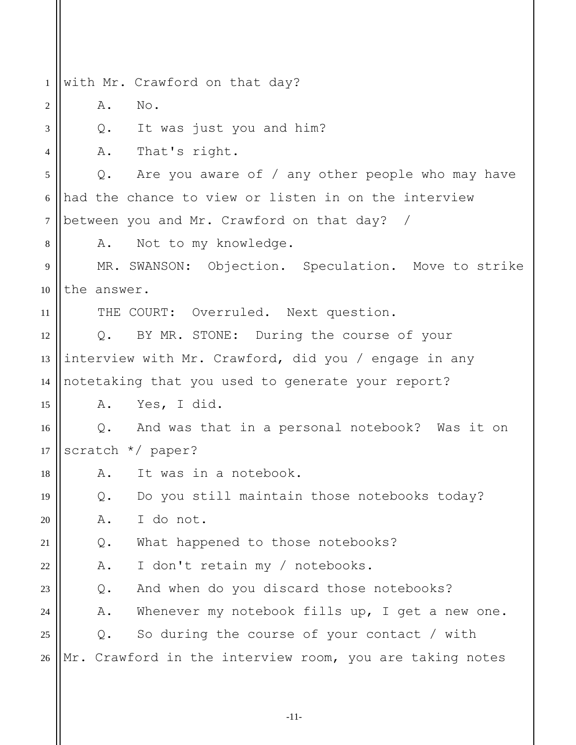with Mr. Crawford on that day?

A. No.

Q. It was just you and him?

A. That's right.

Q. Are you aware of / any other people who may have had the chance to view or listen in on the interview between you and Mr. Crawford on that day? /

A. Not to my knowledge.

MR. SWANSON: Objection. Speculation. Move to strike the answer.

THE COURT: Overruled. Next question.

Q. BY MR. STONE: During the course of your interview with Mr. Crawford, did you / engage in any notetaking that you used to generate your report?

A. Yes, I did.

Q. And was that in a personal notebook? Was it on scratch */ paper?

A. It was in a notebook.

Q. Do you still maintain those notebooks today?

A. I do not.

Q. What happened to those notebooks?

A. I don't retain my / notebooks.

Q. And when do you discard those notebooks?

A. Whenever my notebook fills up, I get a new one.

Q. So during the course of your contact / with Mr. Crawford in the interview room, you are taking notes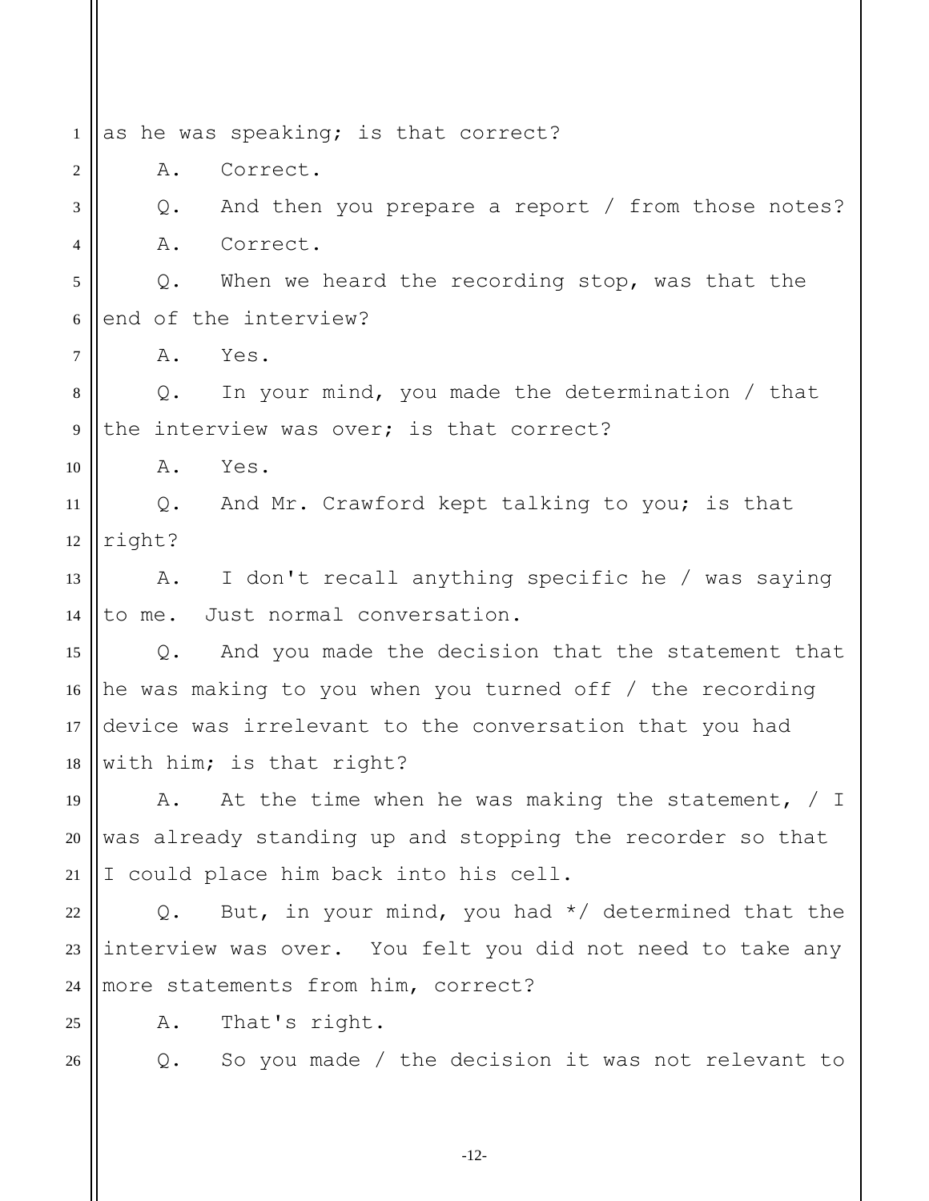as he was speaking; is that correct?

A. Correct.

Q. And then you prepare a report / from those notes?

A. Correct.

Q. When we heard the recording stop, was that the end of the interview?

A. Yes.

Q. In your mind, you made the determination / that the interview was over; is that correct?

A. Yes.

Q. And Mr. Crawford kept talking to you; is that right?

A. I don't recall anything specific he / was saying to me. Just normal conversation.

Q. And you made the decision that the statement that he was making to you when you turned off / the recording device was irrelevant to the conversation that you had with him; is that right?

A. At the time when he was making the statement, / I was already standing up and stopping the recorder so that I could place him back into his cell.

Q. But, in your mind, you had */ determined that the interview was over. You felt you did not need to take any more statements from him, correct?

A. That's right.

Q. So you made / the decision it was not relevant to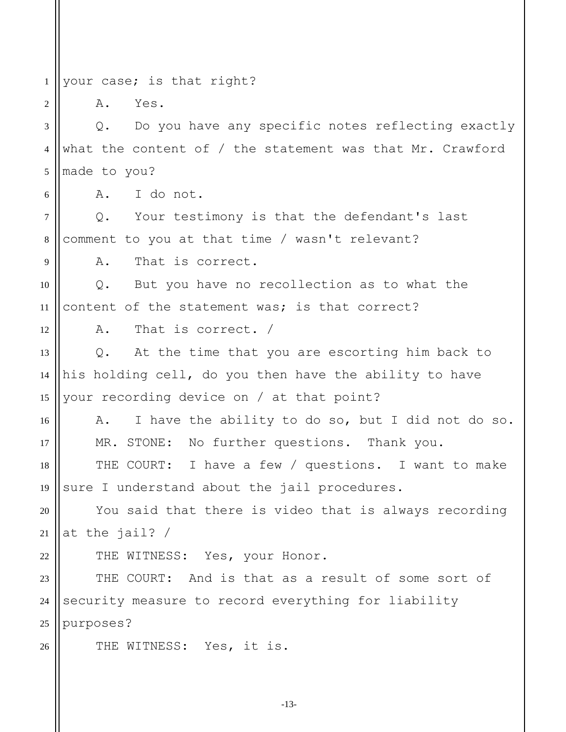your case; is that right?

A. Yes.

Q. Do you have any specific notes reflecting exactly what the content of / the statement was that Mr. Crawford made to you?

A. I do not.

Q. Your testimony is that the defendant's last comment to you at that time / wasn't relevant?

A. That is correct.

Q. But you have no recollection as to what the content of the statement was; is that correct?

A. That is correct. /

Q. At the time that you are escorting him back to his holding cell, do you then have the ability to have your recording device on / at that point?

A. I have the ability to do so, but I did not do so.

MR. STONE: No further questions. Thank you.

THE COURT: I have a few / questions. I want to make sure I understand about the jail procedures.

You said that there is video that is always recording at the jail? /

THE WITNESS: Yes, your Honor.

THE COURT: And is that as a result of some sort of security measure to record everything for liability purposes?

THE WITNESS: Yes, it is.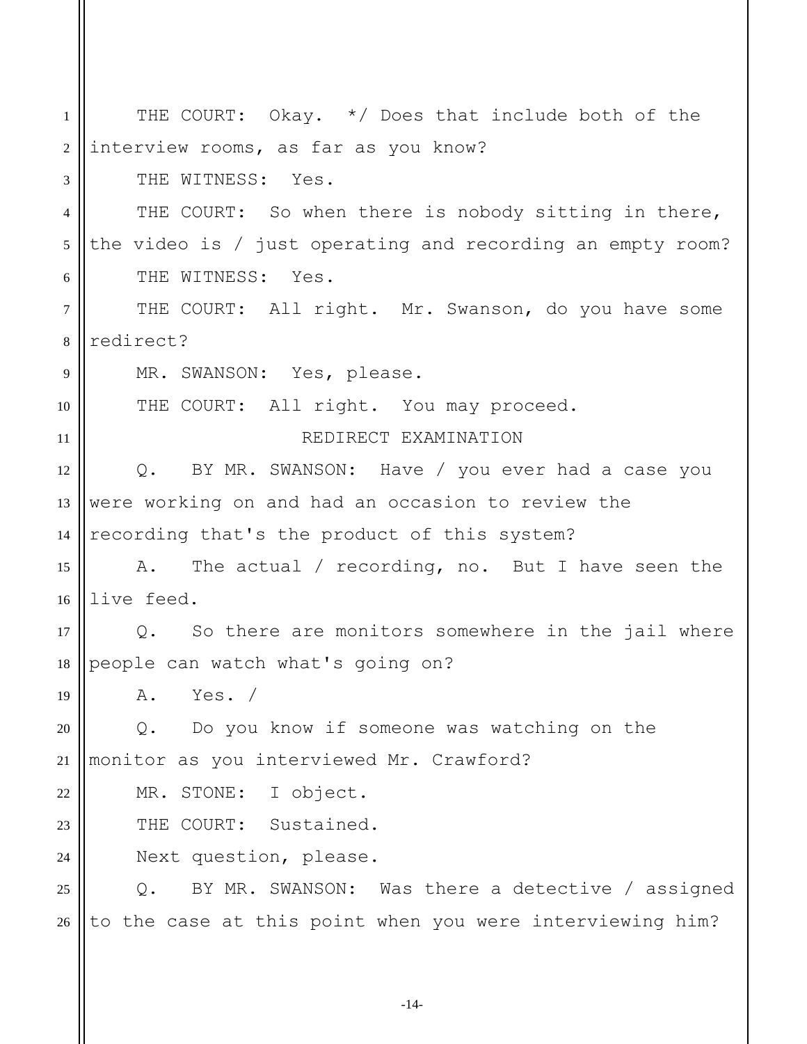THE COURT: Okay. */ Does that include both of the interview rooms, as far as you know?

THE WITNESS: Yes.

THE COURT: So when there is nobody sitting in there, the video is / just operating and recording an empty room?

THE WITNESS: Yes.

THE COURT: All right. Mr. Swanson, do you have some redirect?

MR. SWANSON: Yes, please.

THE COURT: All right. You may proceed.

REDIRECT EXAMINATION

Q. BY MR. SWANSON: Have / you ever had a case you were working on and had an occasion to review the recording that's the product of this system?

A. The actual / recording, no. But I have seen the live feed.

Q. So there are monitors somewhere in the jail where people can watch what's going on?

A. Yes. /

Q. Do you know if someone was watching on the monitor as you interviewed Mr. Crawford?

MR. STONE: I object.

THE COURT: Sustained.

Next question, please.

Q. BY MR. SWANSON: Was there a detective / assigned to the case at this point when you were interviewing him?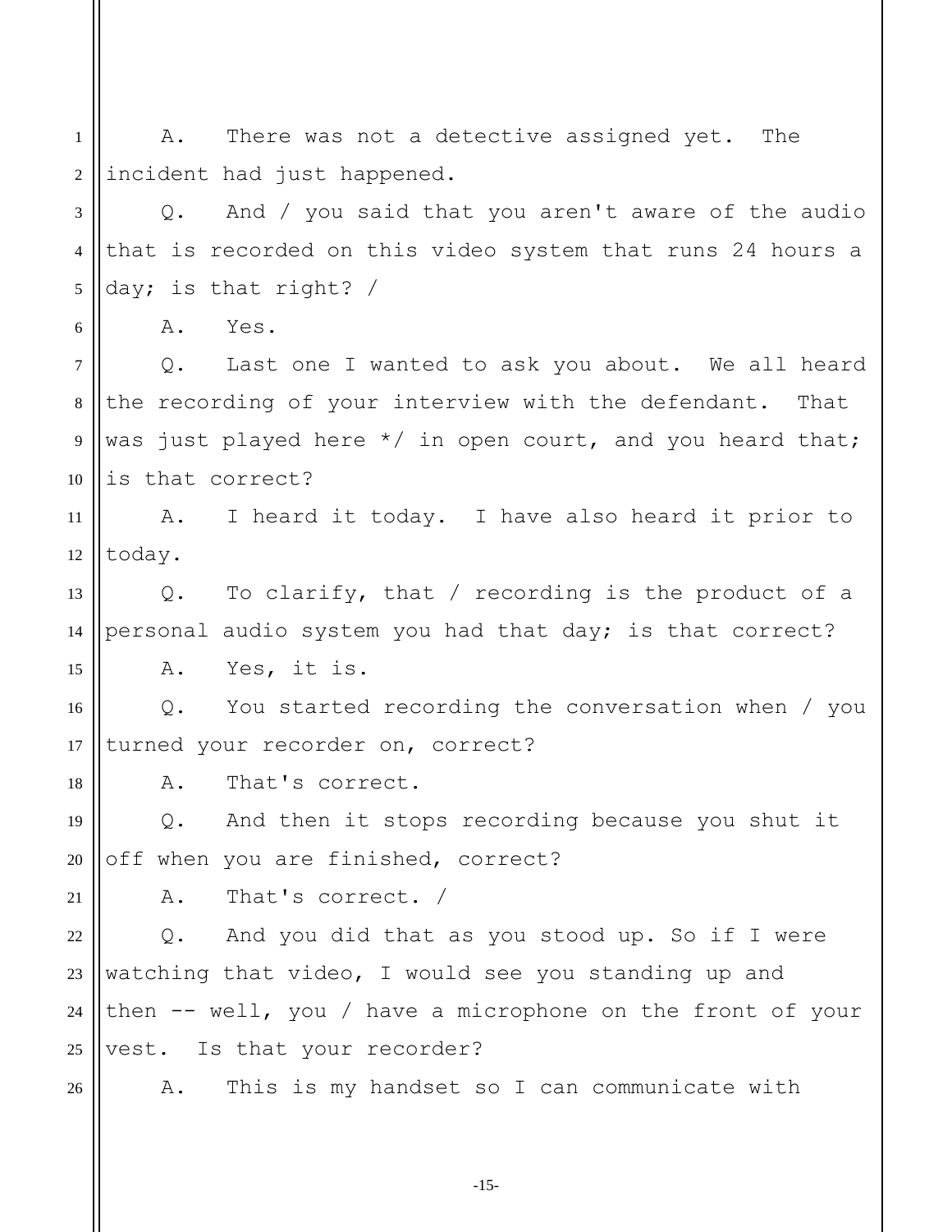A. There was not a detective assigned yet. The incident had just happened.

Q. And / you said that you aren't aware of the audio that is recorded on this video system that runs 24 hours a day; is that right? /

A. Yes.

Q. Last one I wanted to ask you about. We all heard the recording of your interview with the defendant. That was just played here */ in open court, and you heard that; is that correct?

A. I heard it today. I have also heard it prior to today.

Q. To clarify, that / recording is the product of a personal audio system you had that day; is that correct?

A. Yes, it is.

Q. You started recording the conversation when / you turned your recorder on, correct?

A. That's correct.

Q. And then it stops recording because you shut it off when you are finished, correct?

A. That's correct. /

Q. And you did that as you stood up. So if I were watching that video, I would see you standing up and then -- well, you / have a microphone on the front of your vest. Is that your recorder?

A. This is my handset so I can communicate with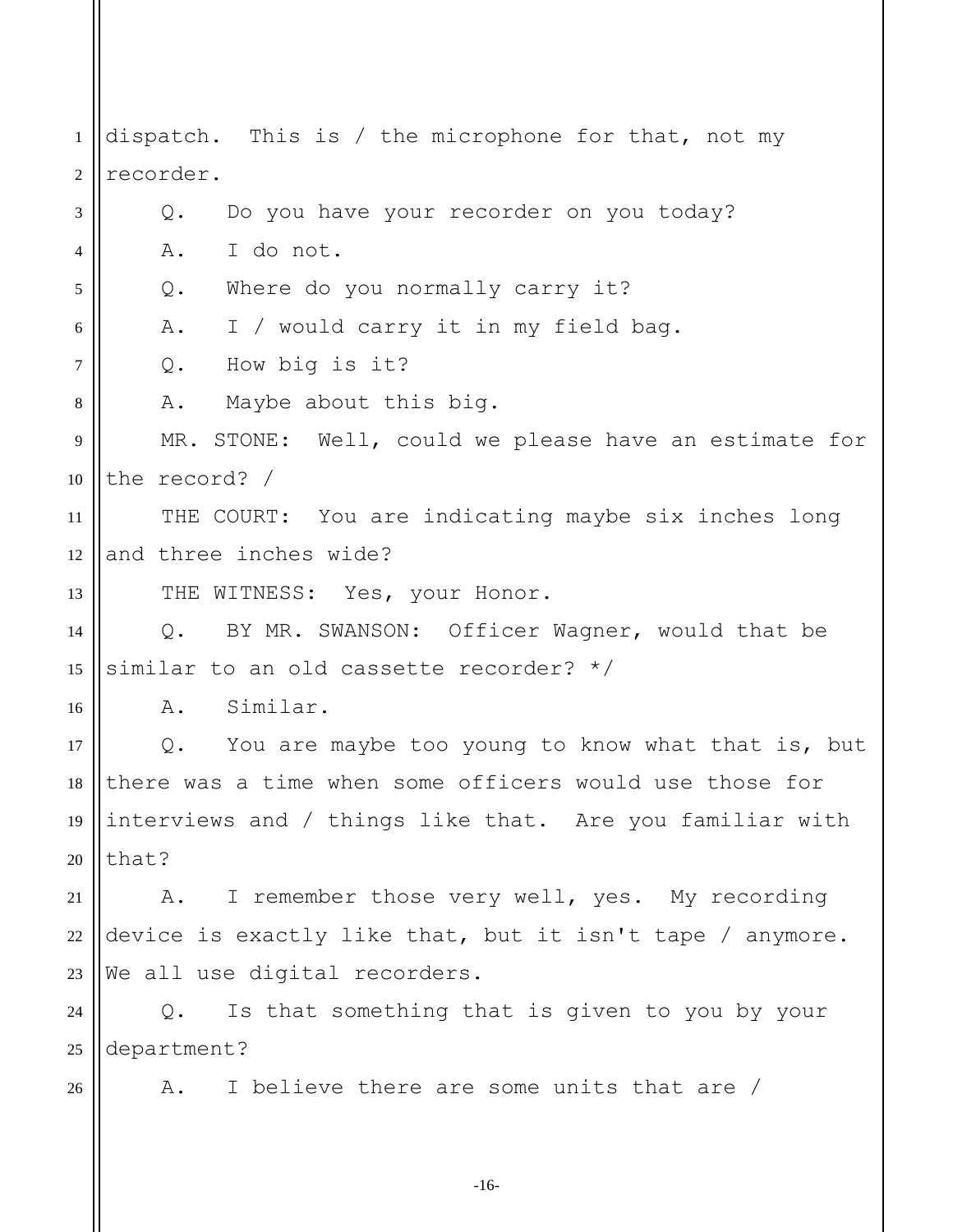dispatch. This is / the microphone for that, not my recorder.

Q. Do you have your recorder on you today?

A. I do not.

Q. Where do you normally carry it?

A. I / would carry it in my field bag.

Q. How big is it?

A. Maybe about this big.

MR. STONE: Well, could we please have an estimate for the record? /

THE COURT: You are indicating maybe six inches long and three inches wide?

THE WITNESS: Yes, your Honor.

Q. BY MR. SWANSON: Officer Wagner, would that be similar to an old cassette recorder? */

A. Similar.

Q. You are maybe too young to know what that is, but there was a time when some officers would use those for interviews and / things like that. Are you familiar with that?

A. I remember those very well, yes. My recording device is exactly like that, but it isn't tape / anymore. We all use digital recorders.

Q. Is that something that is given to you by your department?

A. I believe there are some units that are /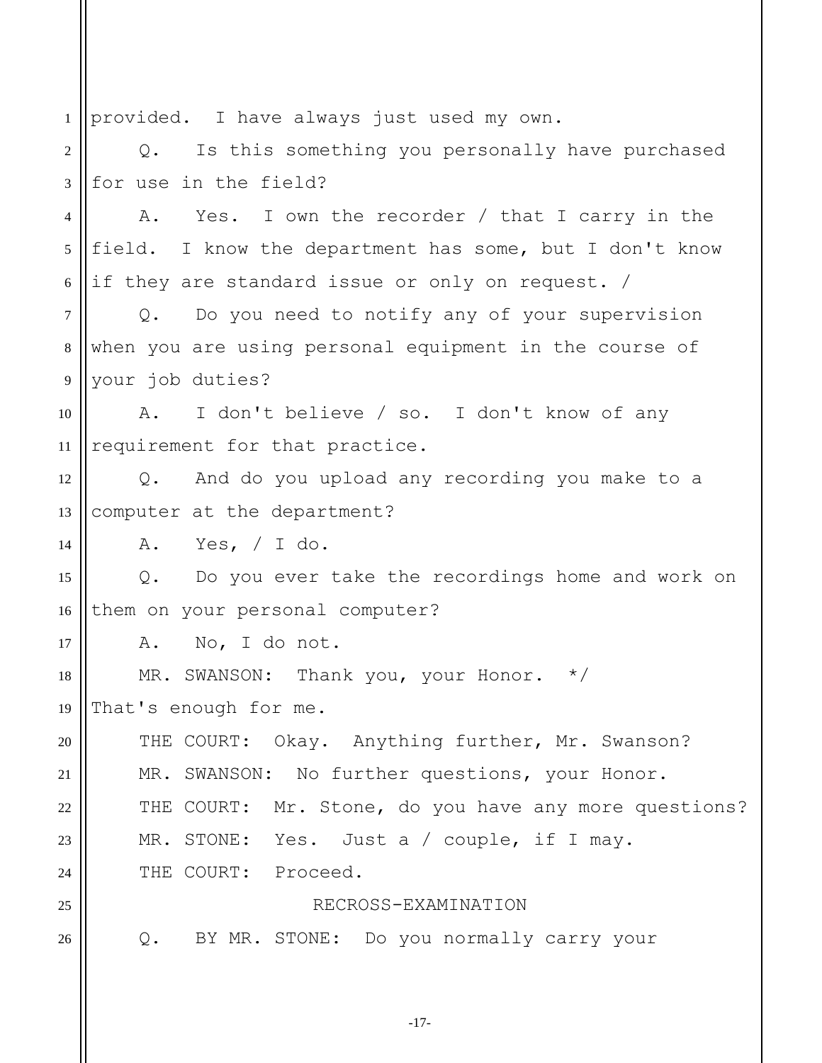provided. I have always just used my own.

Q. Is this something you personally have purchased for use in the field?

A. Yes. I own the recorder / that I carry in the field. I know the department has some, but I don't know if they are standard issue or only on request. /

Q. Do you need to notify any of your supervision when you are using personal equipment in the course of your job duties?

A. I don't believe / so. I don't know of any requirement for that practice.

Q. And do you upload any recording you make to a computer at the department?

A. Yes, / I do.

Q. Do you ever take the recordings home and work on them on your personal computer?

A. No, I do not.

MR. SWANSON: Thank you, your Honor. */ That's enough for me.

THE COURT: Okay. Anything further, Mr. Swanson?

MR. SWANSON: No further questions, your Honor.

THE COURT: Mr. Stone, do you have any more questions?

MR. STONE: Yes. Just a / couple, if I may.

THE COURT: Proceed.

RECROSS-EXAMINATION

Q. BY MR. STONE: Do you normally carry your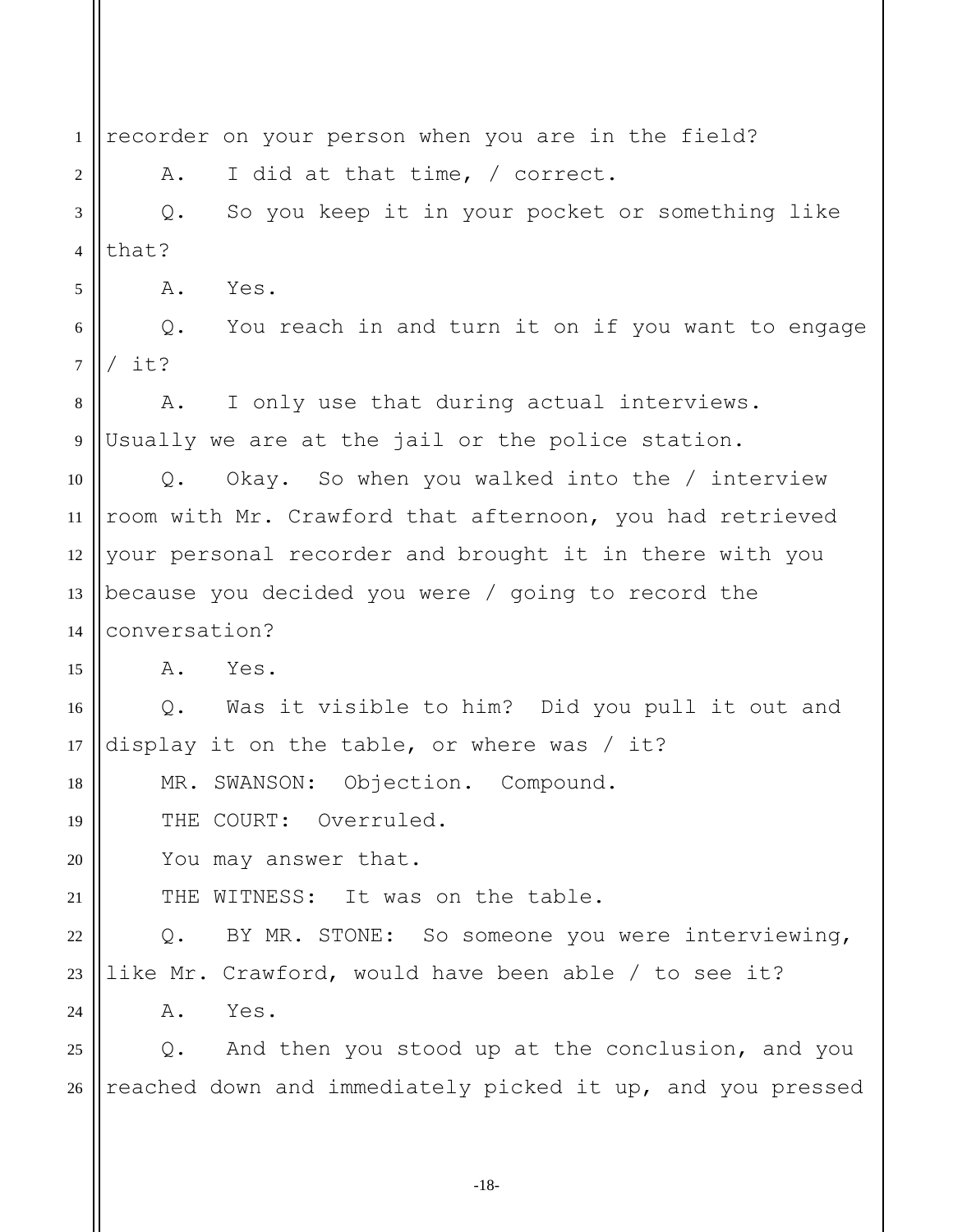recorder on your person when you are in the field?

A. I did at that time, / correct.

Q. So you keep it in your pocket or something like that?

A. Yes.

Q. You reach in and turn it on if you want to engage / it?

A. I only use that during actual interviews. Usually we are at the jail or the police station.

Q. Okay. So when you walked into the / interview room with Mr. Crawford that afternoon, you had retrieved your personal recorder and brought it in there with you because you decided you were / going to record the conversation?

A. Yes.

Q. Was it visible to him? Did you pull it out and display it on the table, or where was / it?

MR. SWANSON: Objection. Compound.

THE COURT: Overruled.

You may answer that.

THE WITNESS: It was on the table.

Q. BY MR. STONE: So someone you were interviewing, like Mr. Crawford, would have been able / to see it?

A. Yes.

Q. And then you stood up at the conclusion, and you reached down and immediately picked it up, and you pressed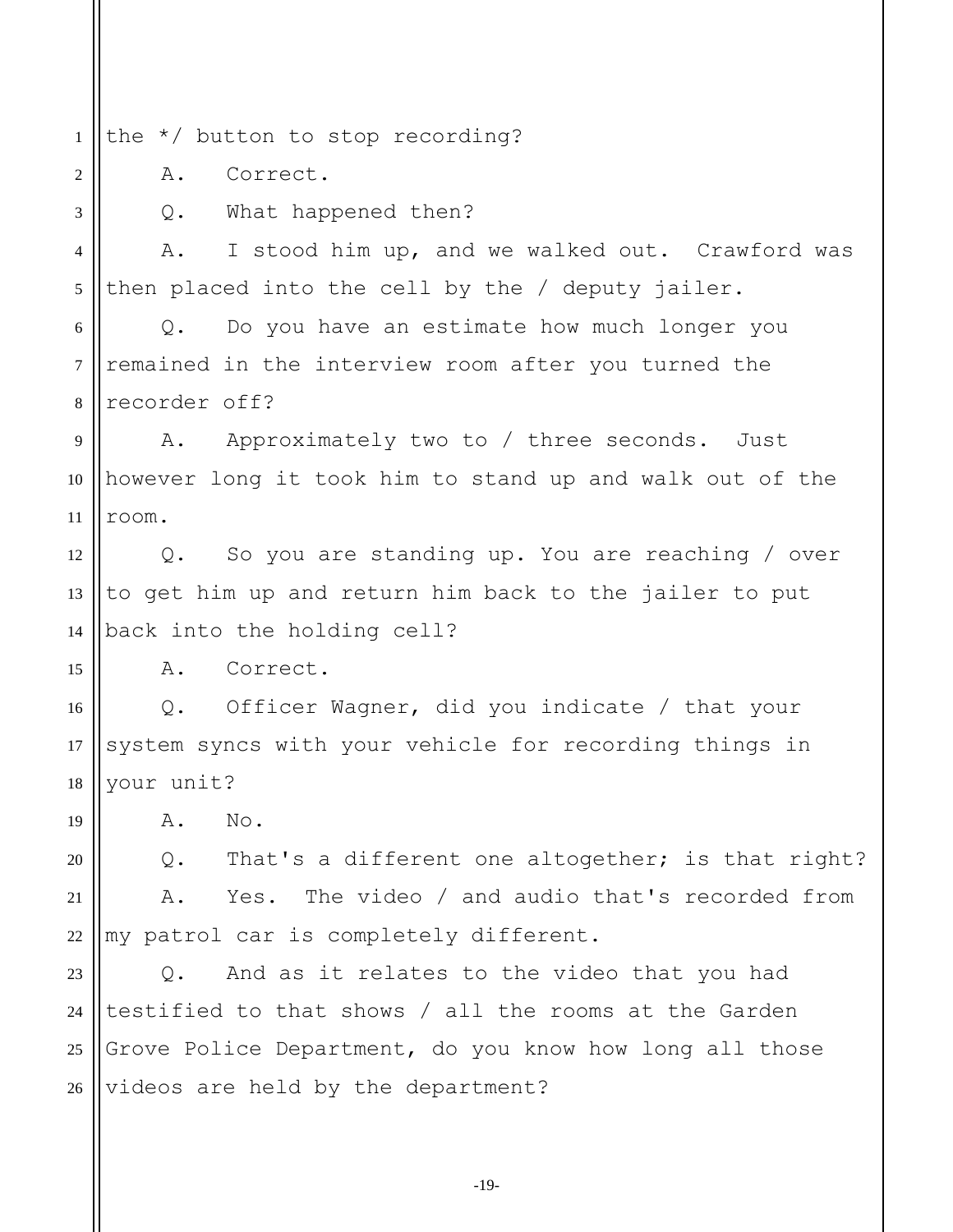the */ button to stop recording?

A. Correct.

Q. What happened then?

A. I stood him up, and we walked out. Crawford was then placed into the cell by the / deputy jailer.

Q. Do you have an estimate how much longer you remained in the interview room after you turned the recorder off?

A. Approximately two to / three seconds. Just however long it took him to stand up and walk out of the room.

Q. So you are standing up. You are reaching / over to get him up and return him back to the jailer to put back into the holding cell?

A. Correct.

Q. Officer Wagner, did you indicate / that your system syncs with your vehicle for recording things in your unit?

A. No.

Q. That's a different one altogether; is that right?

A. Yes. The video / and audio that's recorded from my patrol car is completely different.

Q. And as it relates to the video that you had testified to that shows / all the rooms at the Garden Grove Police Department, do you know how long all those videos are held by the department?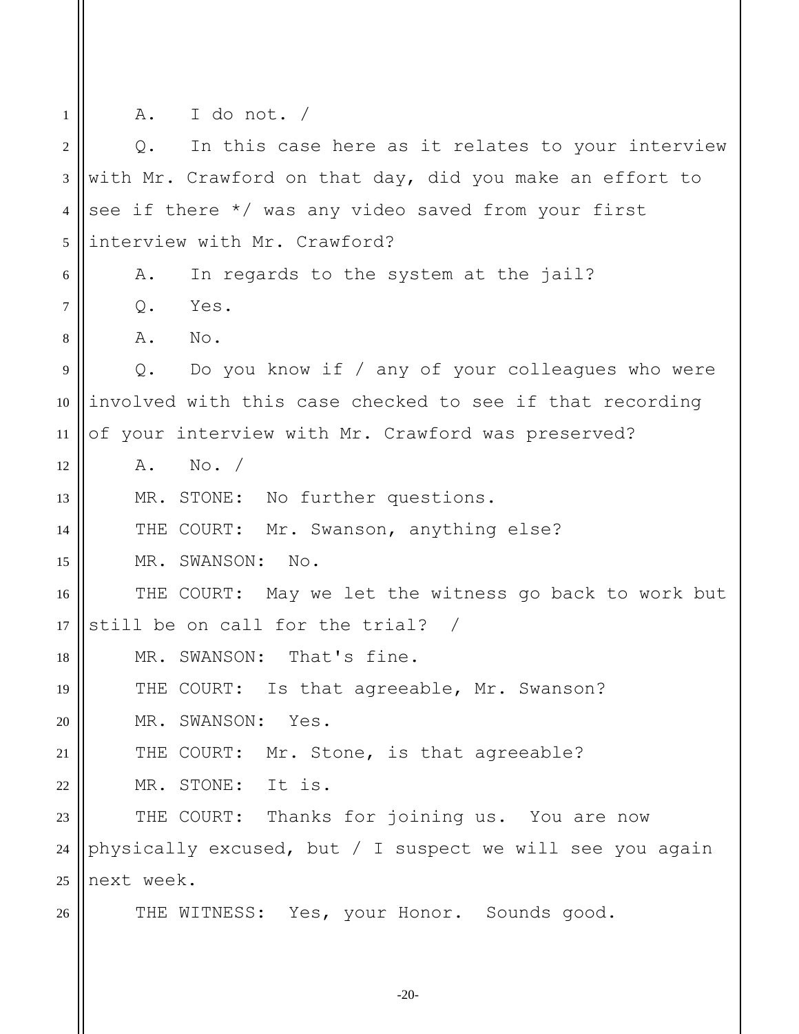A. I do not. /

Q. In this case here as it relates to your interview with Mr. Crawford on that day, did you make an effort to see if there */ was any video saved from your first interview with Mr. Crawford?

A. In regards to the system at the jail?

Q. Yes.

A. No.

Q. Do you know if / any of your colleagues who were involved with this case checked to see if that recording of your interview with Mr. Crawford was preserved?

A. No. /

MR. STONE: No further questions.

THE COURT: Mr. Swanson, anything else?

MR. SWANSON: No.

THE COURT: May we let the witness go back to work but still be on call for the trial? /

MR. SWANSON: That's fine.

THE COURT: Is that agreeable, Mr. Swanson?

MR. SWANSON: Yes.

THE COURT: Mr. Stone, is that agreeable?

MR. STONE: It is.

THE COURT: Thanks for joining us. You are now physically excused, but / I suspect we will see you again next week.

THE WITNESS: Yes, your Honor. Sounds good.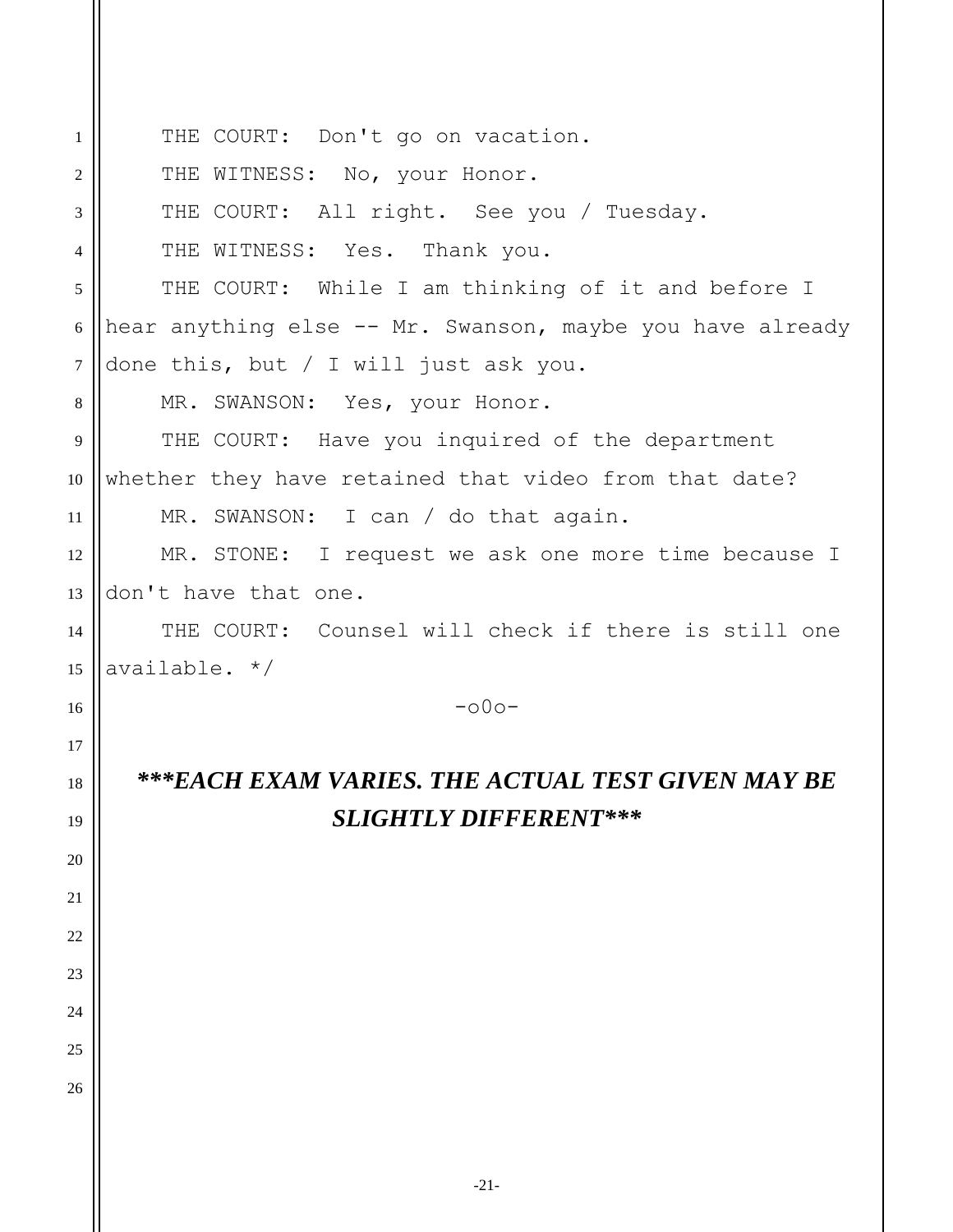THE COURT: Don't go on vacation.

THE WITNESS: No, your Honor.

THE COURT: All right. See you / Tuesday.

THE WITNESS: Yes. Thank you.

THE COURT: While I am thinking of it and before I hear anything else -- Mr. Swanson, maybe you have already done this, but / I will just ask you.

MR. SWANSON: Yes, your Honor.

THE COURT: Have you inquired of the department whether they have retained that video from that date?

MR. SWANSON: I can / do that again.

MR. STONE: I request we ask one more time because I don't have that one.

THE COURT: Counsel will check if there is still one available. */

-o0o-

***EACH EXAM VARIES. THE ACTUAL TEST GIVEN MAY BE SLIGHTLY DIFFERENT***